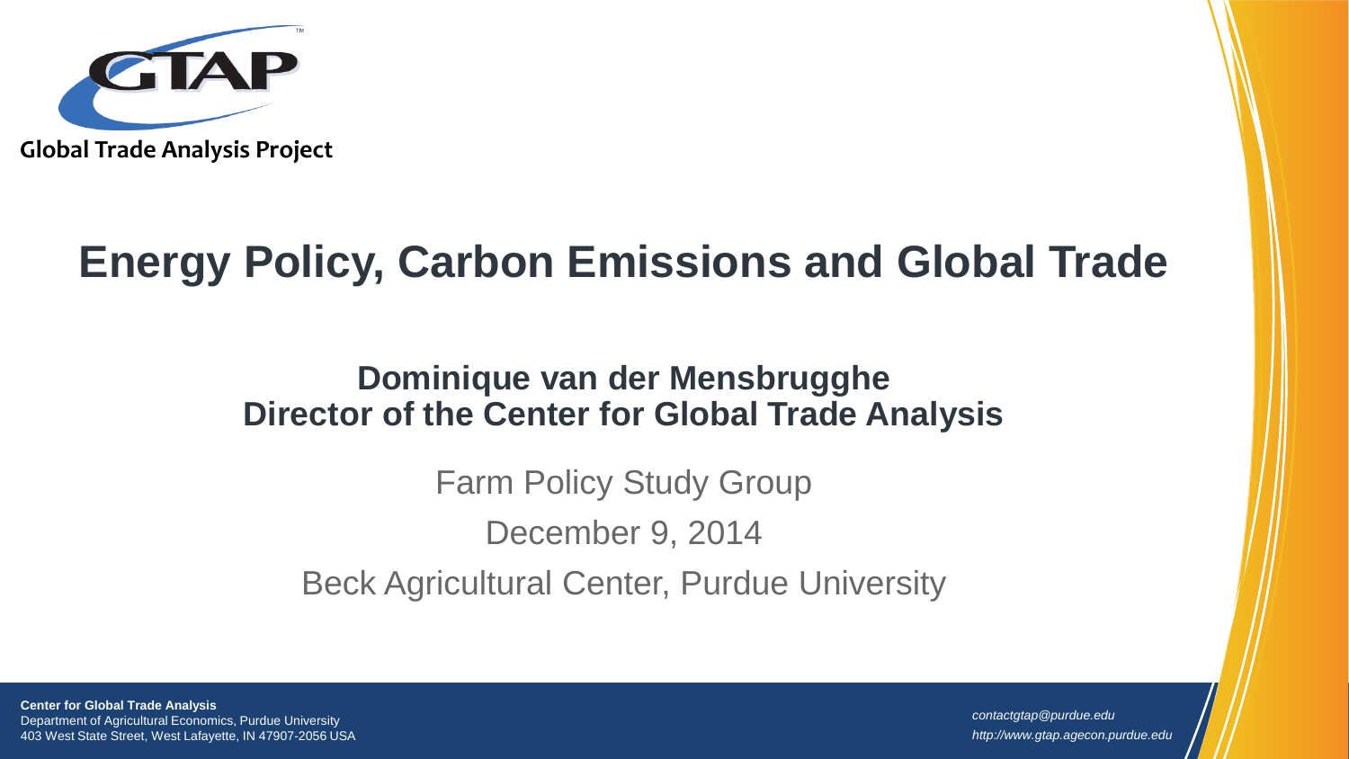Global Trade Analysis Project

# Energy Policy, Carbon Emissions and Global Trade

**Dominique van der Mensbrugghe**
**Director of the Center for Global Trade Analysis**

Farm Policy Study Group

December 9, 2014

Beck Agricultural Center, Purdue University

**Center for Global Trade Analysis**
Department of Agricultural Economics, Purdue University
403 West State Street, West Lafayette, IN 47907-2056 USA

*contactgtap@purdue.edu*
*http://www.gtap.agecon.purdue.edu*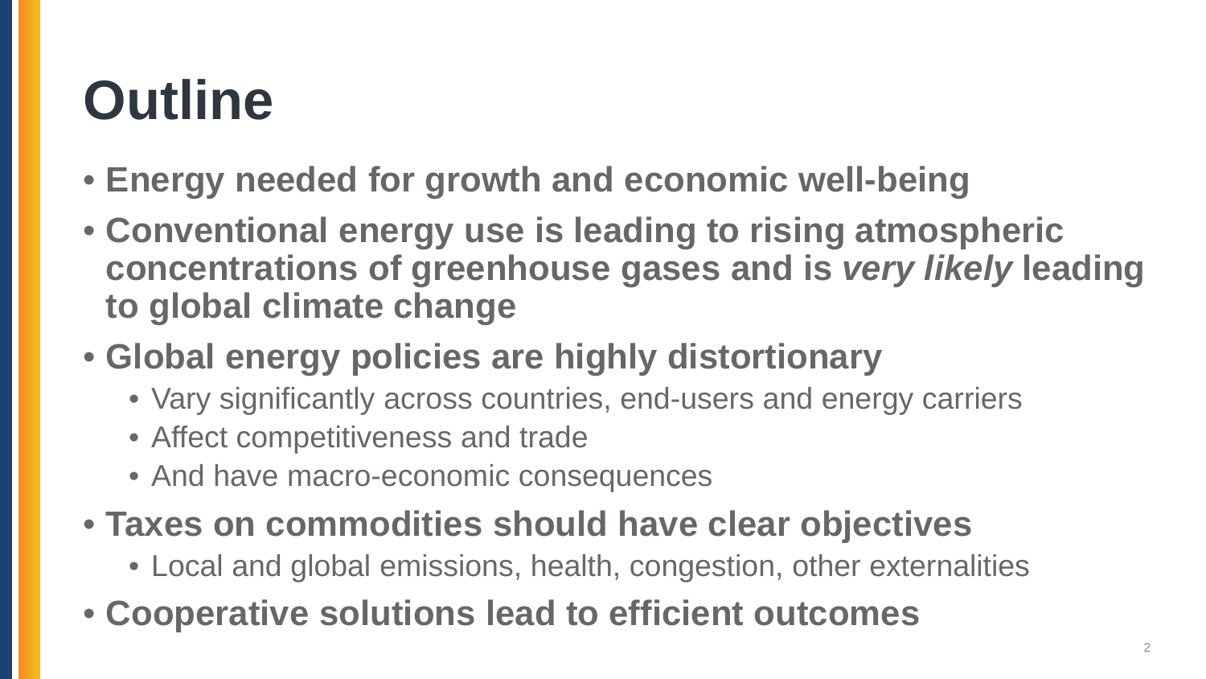# Outline

- **Energy needed for growth and economic well-being**
- **Conventional energy use is leading to rising atmospheric concentrations of greenhouse gases and is *very likely* leading to global climate change**
- **Global energy policies are highly distortionary**
  - Vary significantly across countries, end-users and energy carriers
  - Affect competitiveness and trade
  - And have macro-economic consequences
- **Taxes on commodities should have clear objectives**
  - Local and global emissions, health, congestion, other externalities
- **Cooperative solutions lead to efficient outcomes**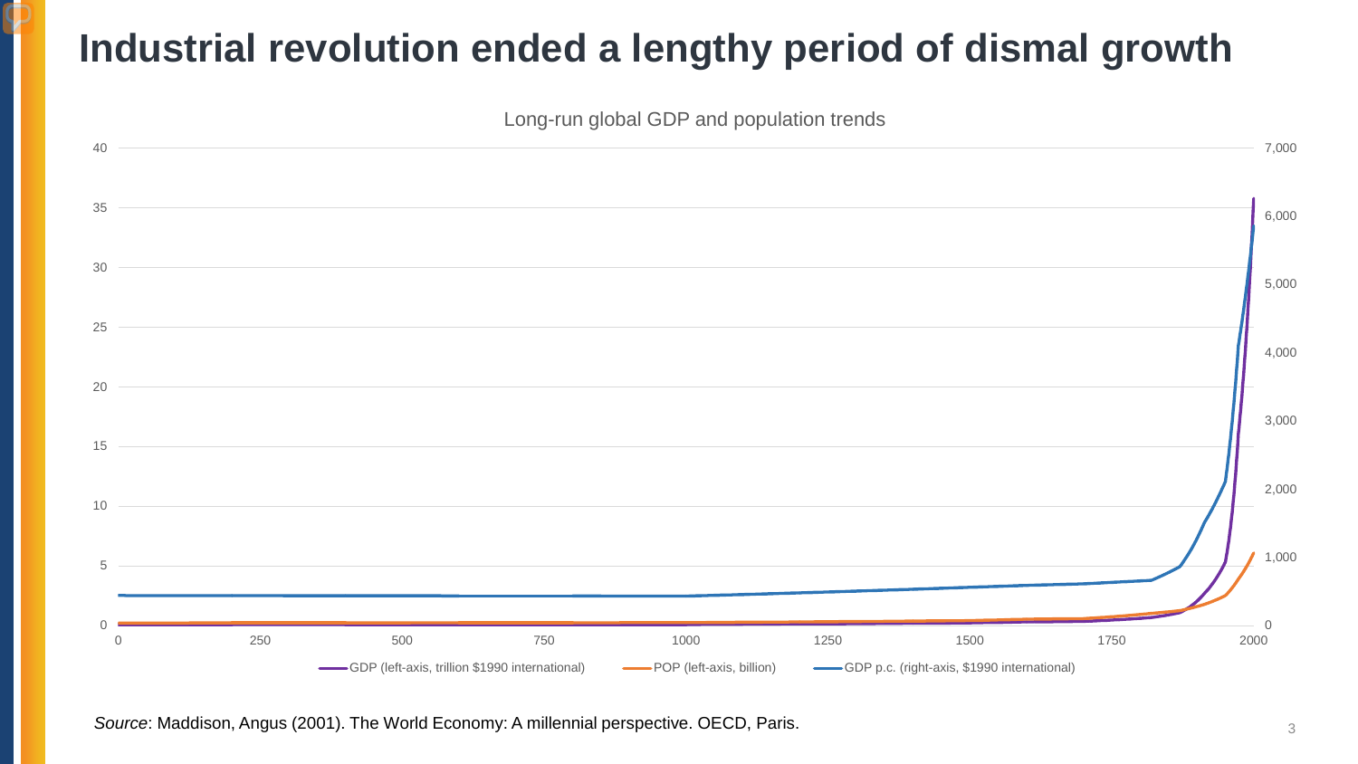# Industrial revolution ended a lengthy period of dismal growth

Long-run global GDP and population trends

GDP (left-axis, trillion $1990 international) | POP (left-axis, billion) | GDP p.c. (right-axis, $1990 international)

*Source*: Maddison, Angus (2001). The World Economy: A millennial perspective. OECD, Paris.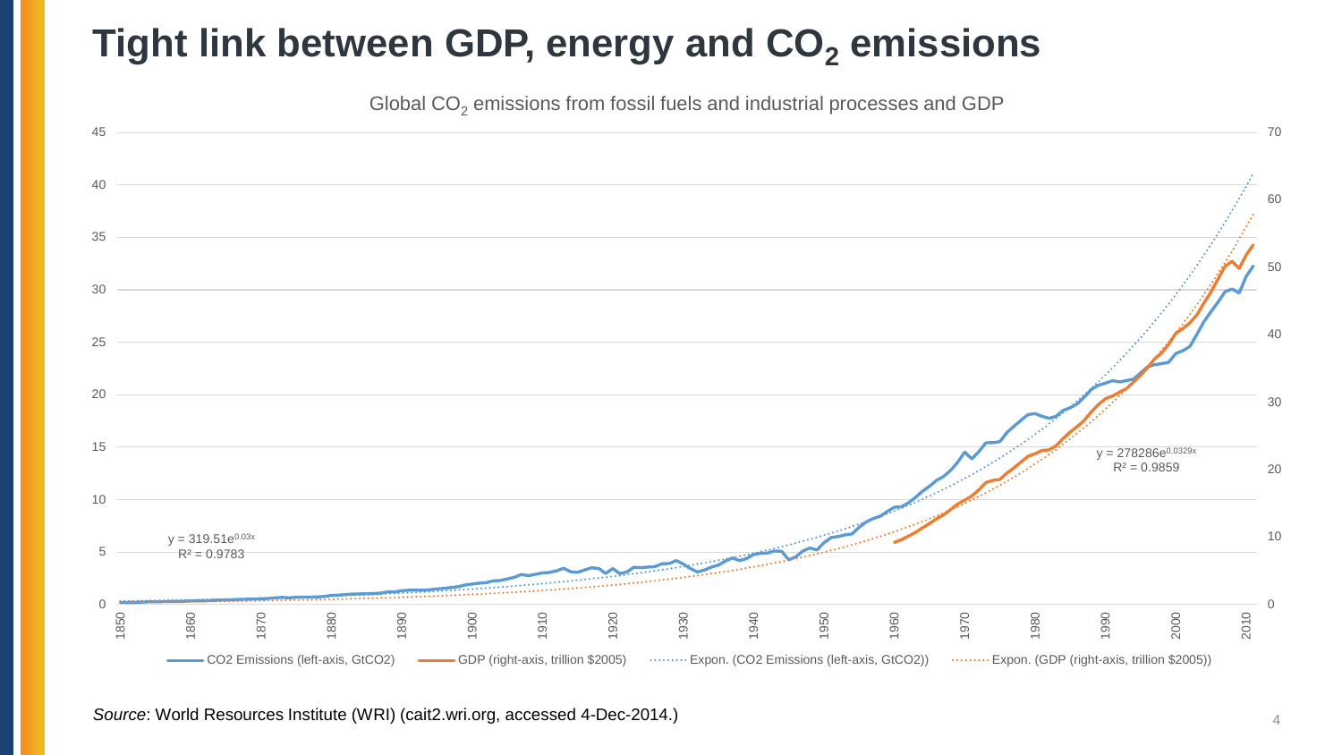# Tight link between GDP, energy and $CO_2$ emissions

Global $CO_2$ emissions from fossil fuels and industrial processes and GDP

$y = 319.51e^{0.03x}$
$R^2 = 0.9783$

$y = 278286e^{0.0329x}$
$R^2 = 0.9859$

CO2 Emissions (left-axis, GtCO2) | GDP (right-axis, trillion \$2005) | Expon. (CO2 Emissions (left-axis, GtCO2)) | Expon. (GDP (right-axis, trillion \$2005))

*Source*: World Resources Institute (WRI) (cait2.wri.org, accessed 4-Dec-2014.)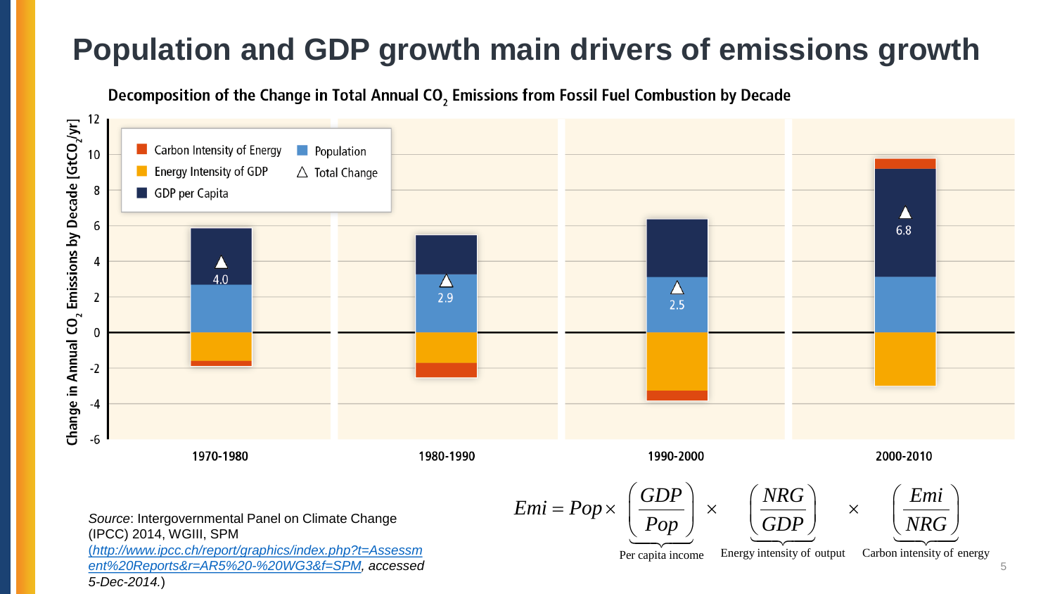# Population and GDP growth main drivers of emissions growth

**Decomposition of the Change in Total Annual $CO_2$ Emissions from Fossil Fuel Combustion by Decade**

Legend: Carbon Intensity of Energy; Energy Intensity of GDP; GDP per Capita; Population; △ Total Change

Y-axis: Change in Annual $CO_2$ Emissions by Decade [$GtCO_2$/yr]

| Decade | Total Change |
|---|---|
| 1970-1980 | 4.0 |
| 1980-1990 | 2.9 |
| 1990-2000 | 2.5 |
| 2000-2010 | 6.8 |

$$Emi = Pop \times \underbrace{\left(\frac{GDP}{Pop}\right)}_{\text{Per capita income}} \times \underbrace{\left(\frac{NRG}{GDP}\right)}_{\text{Energy intensity of output}} \times \underbrace{\left(\frac{Emi}{NRG}\right)}_{\text{Carbon intensity of energy}}$$

*Source*: Intergovernmental Panel on Climate Change (IPCC) 2014, WGIII, SPM (*http://www.ipcc.ch/report/graphics/index.php?t=Assessment%20Reports&r=AR5%20-%20WG3&f=SPM*, *accessed 5-Dec-2014.*)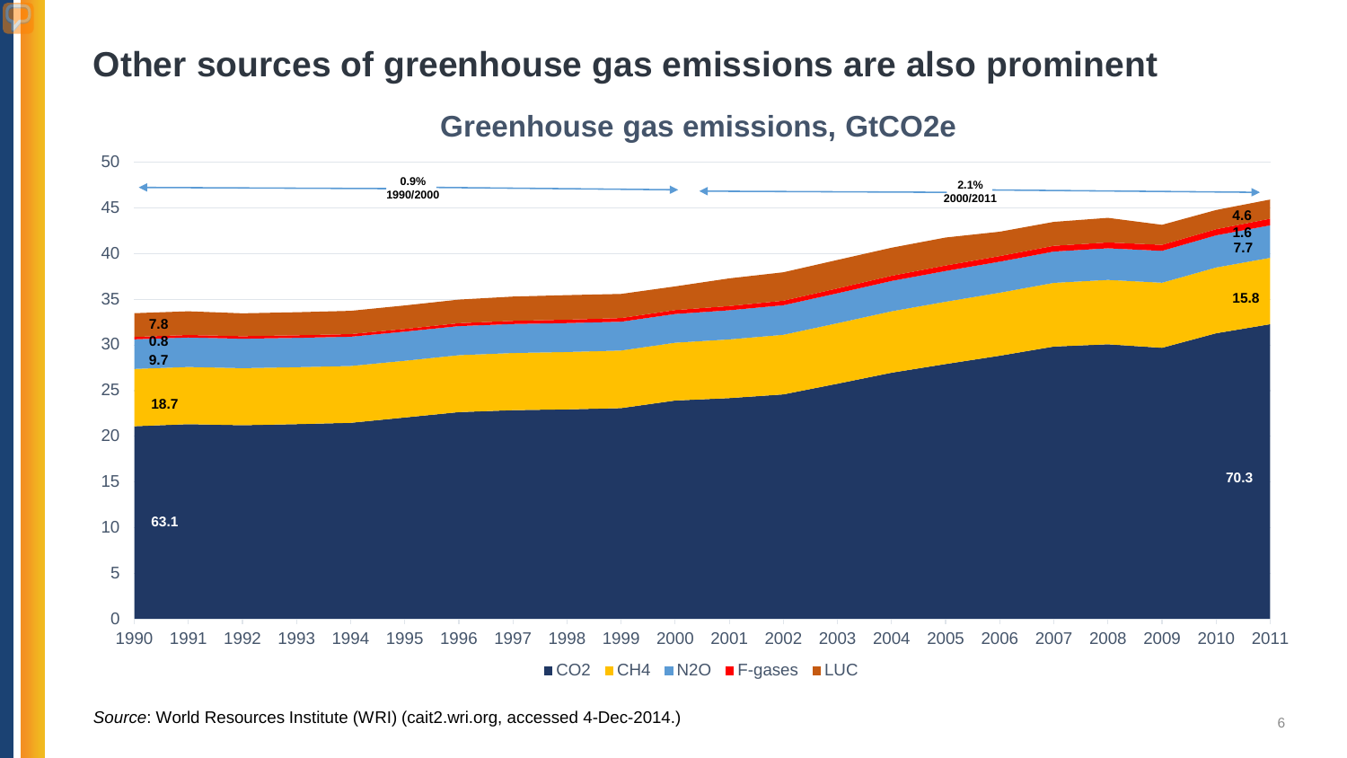# Other sources of greenhouse gas emissions are also prominent

## Greenhouse gas emissions, $GtCO_2e$

| Gas | 1990 (%) | 2011 (%) |
|---|---|---|
| $CO_2$ | 63.1 | 70.3 |
| $CH_4$ | 18.7 | 15.8 |
| $N_2O$ | 9.7 | 7.7 |
| F-gases | 0.8 | 1.6 |
| LUC | 7.8 | 4.6 |

Average annual growth: 0.9% (1990/2000); 2.1% (2000/2011)

*Source*: World Resources Institute (WRI) (cait2.wri.org, accessed 4-Dec-2014.)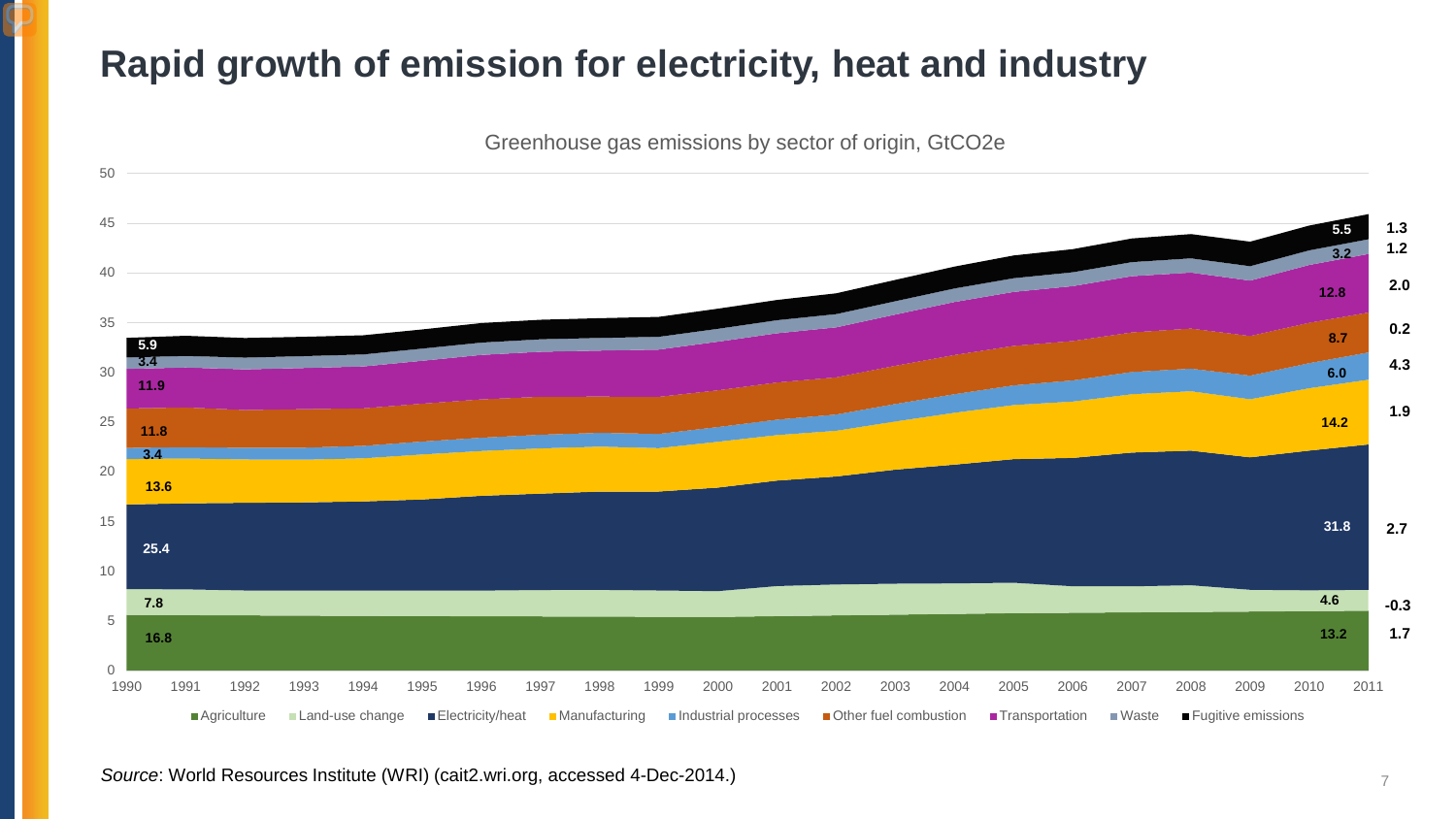# Rapid growth of emission for electricity, heat and industry

Greenhouse gas emissions by sector of origin, $GtCO_2e$

| Sector | 1990 | 2011 | Change |
| --- | --- | --- | --- |
| Agriculture | 16.8 | 13.2 | 1.7 |
| Land-use change | 7.8 | 4.6 | -0.3 |
| Electricity/heat | 25.4 | 31.8 | 2.7 |
| Manufacturing | 13.6 | 14.2 | 1.9 |
| Industrial processes | 3.4 | 6.0 | 4.3 |
| Other fuel combustion | 11.8 | 8.7 | 0.2 |
| Transportation | 11.9 | 12.8 | 2.0 |
| Waste | 3.4 | 3.2 | 1.2 |
| Fugitive emissions | 5.9 | 5.5 | 1.3 |

*Source*: World Resources Institute (WRI) (cait2.wri.org, accessed 4-Dec-2014.)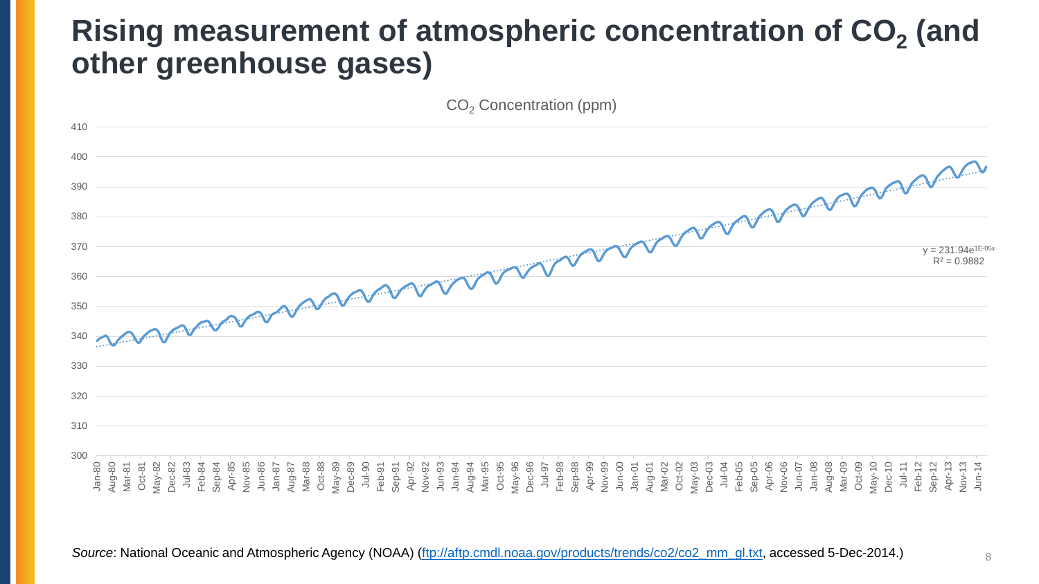# Rising measurement of atmospheric concentration of $CO_2$ (and other greenhouse gases)

$CO_2$ Concentration (ppm)

$y = 231.94e^{1E-05x}$

$R^2 = 0.9882$

*Source*: National Oceanic and Atmospheric Agency (NOAA) (ftp://aftp.cmdl.noaa.gov/products/trends/co2/co2_mm_gl.txt, accessed 5-Dec-2014.)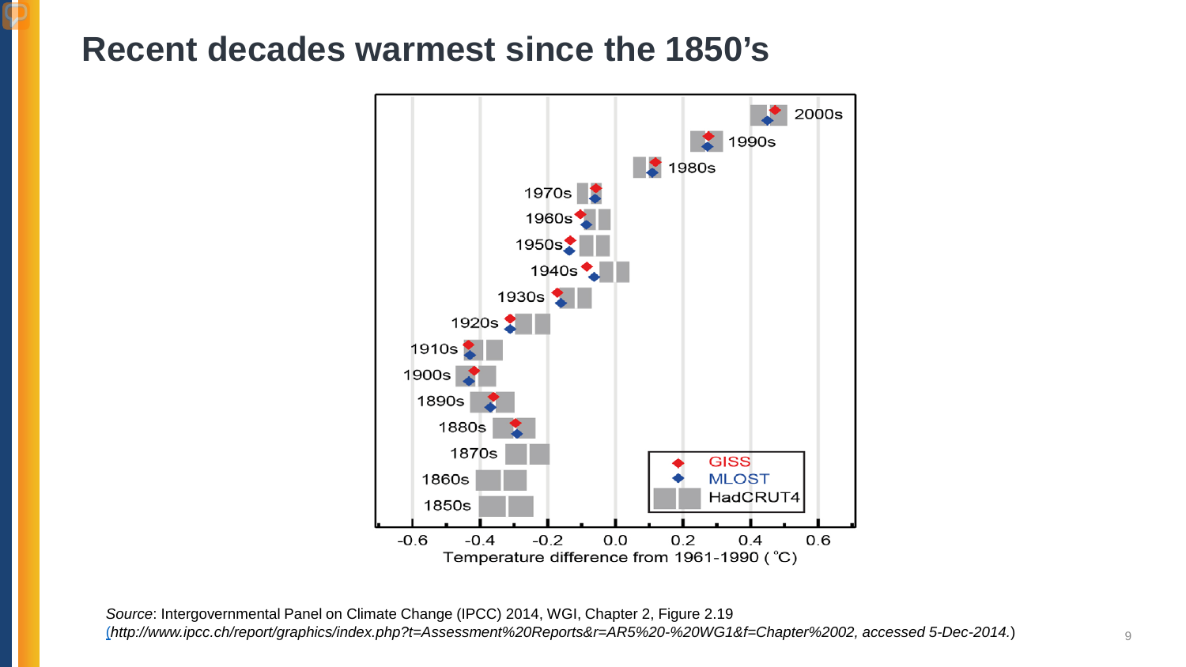# Recent decades warmest since the 1850's

*Source*: Intergovernmental Panel on Climate Change (IPCC) 2014, WGI, Chapter 2, Figure 2.19 (*http://www.ipcc.ch/report/graphics/index.php?t=Assessment%20Reports&r=AR5%20-%20WG1&f=Chapter%2002, accessed 5-Dec-2014.*)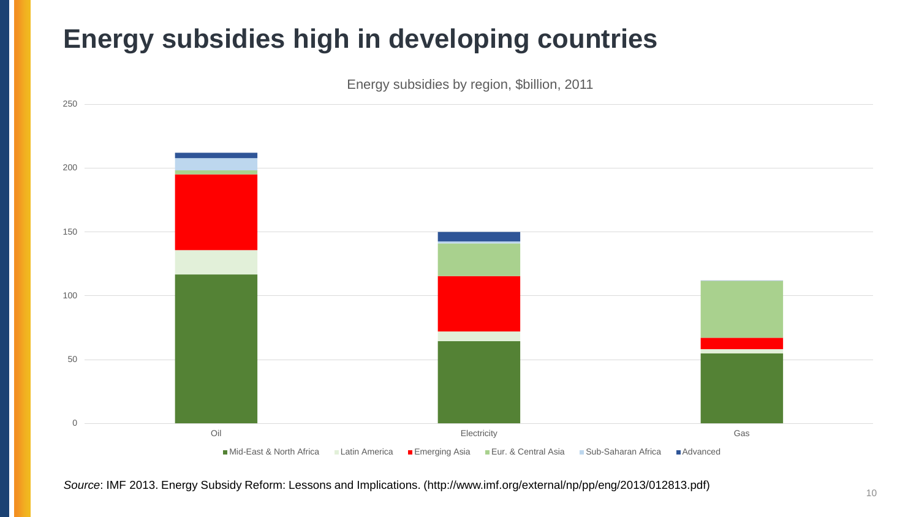# Energy subsidies high in developing countries

Energy subsidies by region, $billion, 2011

*Source*: IMF 2013. Energy Subsidy Reform: Lessons and Implications. (http://www.imf.org/external/np/pp/eng/2013/012813.pdf)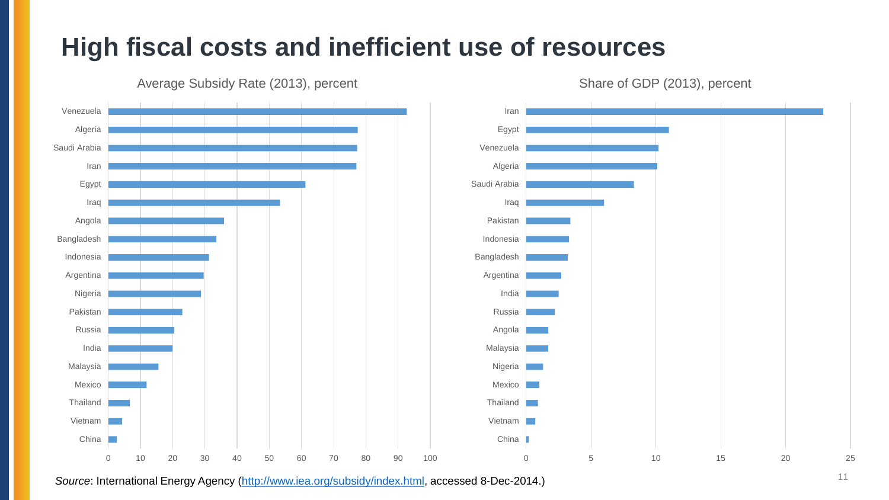# High fiscal costs and inefficient use of resources

Average Subsidy Rate (2013), percent

Share of GDP (2013), percent

*Source*: International Energy Agency (http://www.iea.org/subsidy/index.html, accessed 8-Dec-2014.)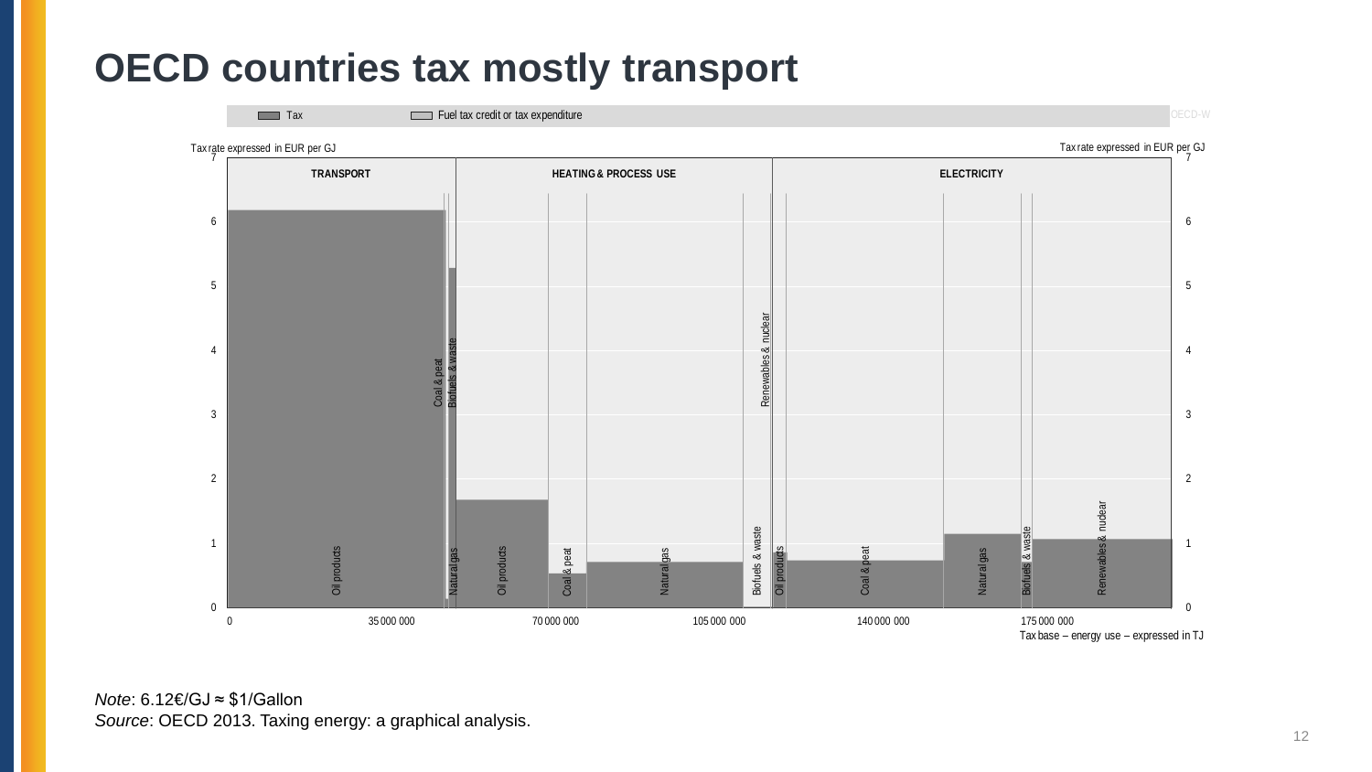# OECD countries tax mostly transport

*Note*: 6.12€/GJ ≈ $1/Gallon

*Source*: OECD 2013. Taxing energy: a graphical analysis.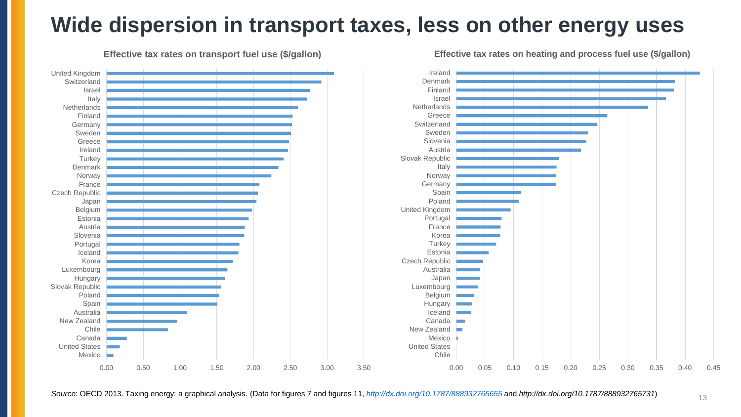# Wide dispersion in transport taxes, less on other energy uses

**Effective tax rates on transport fuel use ($/gallon)**

United Kingdom, Switzerland, Israel, Italy, Netherlands, Finland, Germany, Sweden, Greece, Ireland, Turkey, Denmark, Norway, France, Czech Republic, Japan, Belgium, Estonia, Austria, Slovenia, Portugal, Iceland, Korea, Luxembourg, Hungary, Slovak Republic, Poland, Spain, Australia, New Zealand, Chile, Canada, United States, Mexico

0.00 0.50 1.00 1.50 2.00 2.50 3.00 3.50

**Effective tax rates on heating and process fuel use ($/gallon)**

Ireland, Denmark, Finland, Israel, Netherlands, Greece, Switzerland, Sweden, Slovenia, Austria, Slovak Republic, Italy, Norway, Germany, Spain, Poland, United Kingdom, Portugal, France, Korea, Turkey, Estonia, Czech Republic, Australia, Japan, Luxembourg, Belgium, Hungary, Iceland, Canada, New Zealand, Mexico, United States, Chile

0.00 0.05 0.10 0.15 0.20 0.25 0.30 0.35 0.40 0.45

*Source*: OECD 2013. Taxing energy: a graphical analysis. (Data for figures 7 and figures 11, *http://dx.doi.org/10.1787/888932765655* and *http://dx.doi.org/10.1787/888932765731*)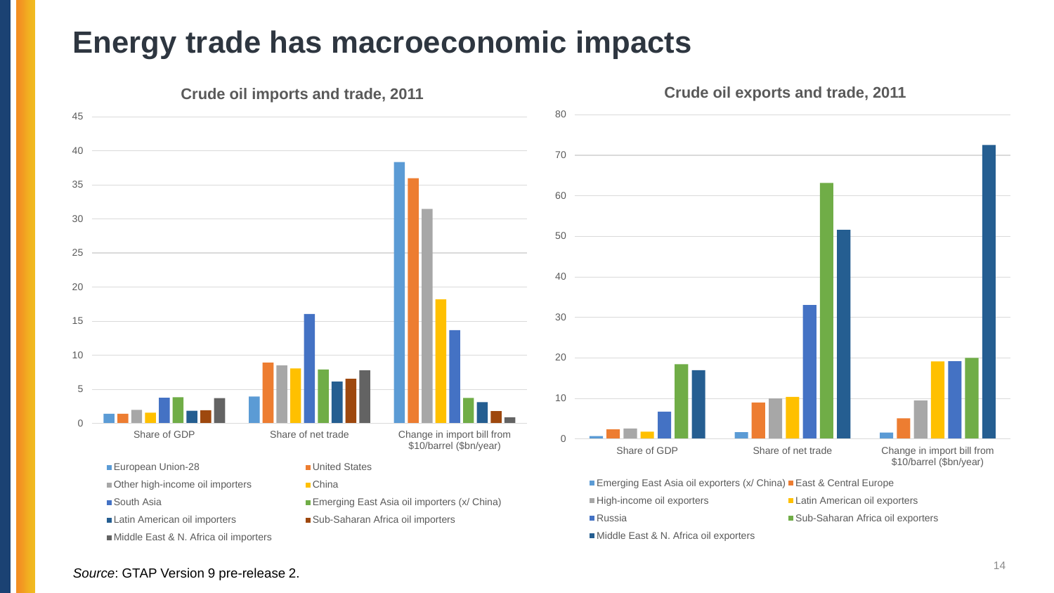# Energy trade has macroeconomic impacts

**Crude oil imports and trade, 2011**

| | European Union-28 | United States | Other high-income oil importers | China | South Asia | Emerging East Asia oil importers (x/ China) | Latin American oil importers | Sub-Saharan Africa oil importers | Middle East & N. Africa oil importers |
|---|---|---|---|---|---|---|---|---|---|
| Share of GDP | 1.4 | 1.4 | 2.0 | 1.6 | 3.8 | 3.9 | 1.8 | 1.9 | 3.7 |
| Share of net trade | 4.0 | 9.0 | 8.5 | 8.1 | 16.1 | 7.9 | 6.2 | 6.5 | 7.8 |
| Change in import bill from $10/barrel ($bn/year) | 38.4 | 36.0 | 31.5 | 18.2 | 13.7 | 3.8 | 3.1 | 1.8 | 0.9 |

**Crude oil exports and trade, 2011**

| | Emerging East Asia oil exporters (x/ China) | East & Central Europe | High-income oil exporters | Latin American oil exporters | Russia | Sub-Saharan Africa oil exporters | Middle East & N. Africa oil exporters |
|---|---|---|---|---|---|---|---|
| Share of GDP | 0.7 | 2.3 | 2.5 | 1.8 | 6.7 | 18.5 | 17.0 |
| Share of net trade | 1.6 | 9.0 | 10.0 | 10.3 | 33.0 | 63.2 | 51.6 |
| Change in import bill from $10/barrel ($bn/year) | 1.5 | 5.0 | 9.5 | 19.1 | 19.1 | 20.0 | 72.6 |

*Source*: GTAP Version 9 pre-release 2.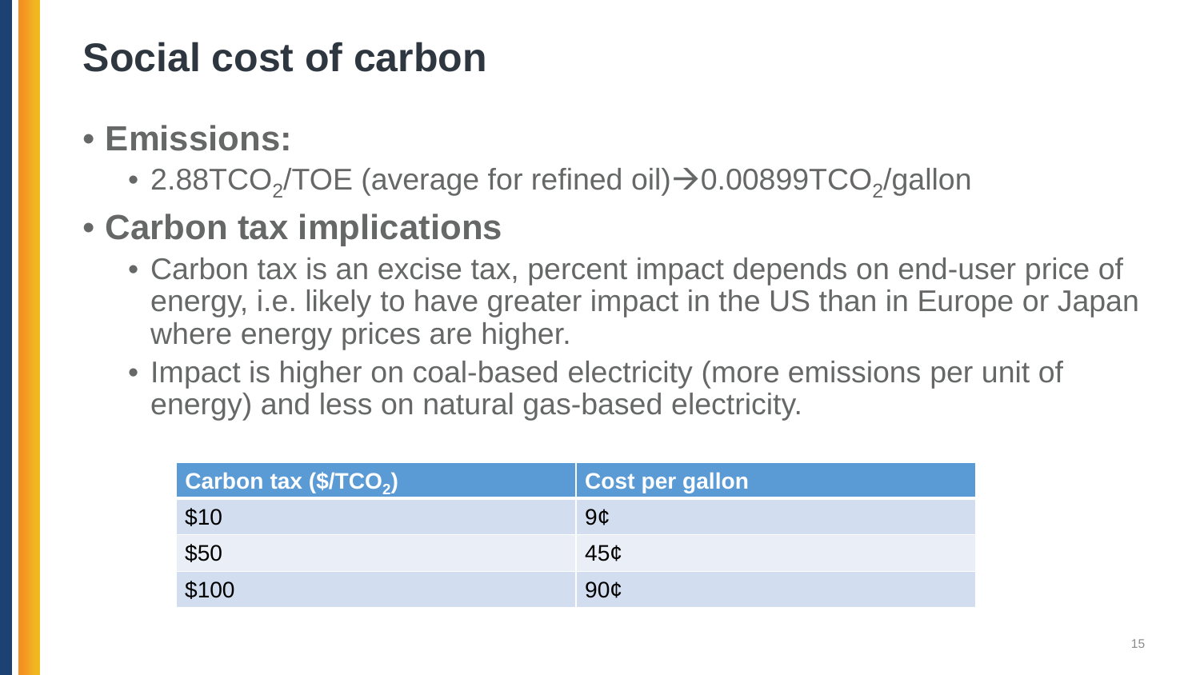# Social cost of carbon

- **Emissions:**
  - 2.88$TCO_2$/TOE (average for refined oil)→0.00899$TCO_2$/gallon
- **Carbon tax implications**
  - Carbon tax is an excise tax, percent impact depends on end-user price of energy, i.e. likely to have greater impact in the US than in Europe or Japan where energy prices are higher.
  - Impact is higher on coal-based electricity (more emissions per unit of energy) and less on natural gas-based electricity.

| Carbon tax ($/$TCO_2$) | Cost per gallon |
|---|---|
| $10 | 9¢ |
| $50 | 45¢ |
| $100 | 90¢ |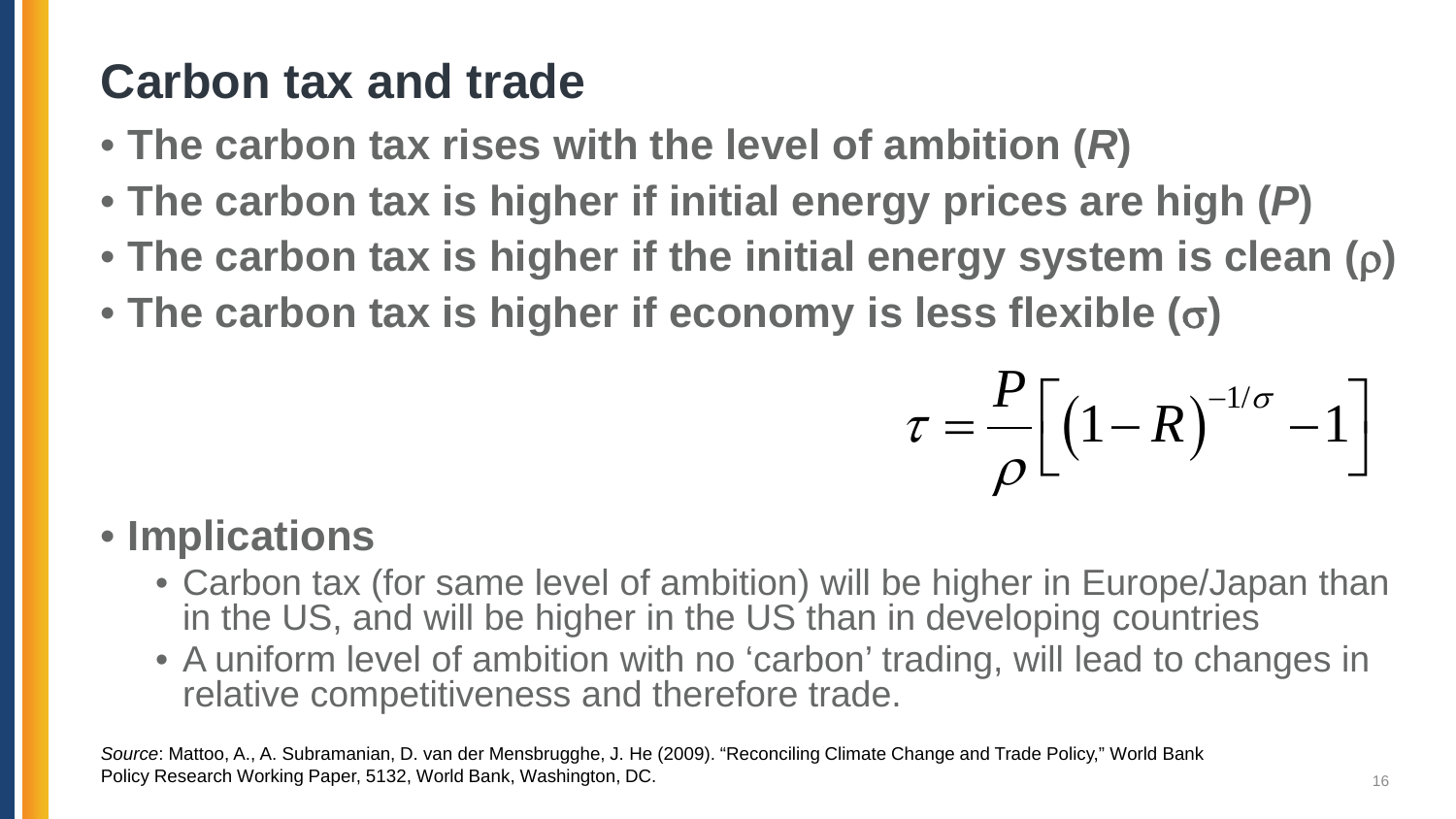# Carbon tax and trade

- **The carbon tax rises with the level of ambition (*R*)**
- **The carbon tax is higher if initial energy prices are high (*P*)**
- **The carbon tax is higher if the initial energy system is clean ($\rho$)**
- **The carbon tax is higher if economy is less flexible ($\sigma$)**

$$\tau = \frac{P}{\rho}\left[\left(1-R\right)^{-1/\sigma} - 1\right]$$

- **Implications**
  - Carbon tax (for same level of ambition) will be higher in Europe/Japan than in the US, and will be higher in the US than in developing countries
  - A uniform level of ambition with no 'carbon' trading, will lead to changes in relative competitiveness and therefore trade.

*Source*: Mattoo, A., A. Subramanian, D. van der Mensbrugghe, J. He (2009). "Reconciling Climate Change and Trade Policy," World Bank Policy Research Working Paper, 5132, World Bank, Washington, DC.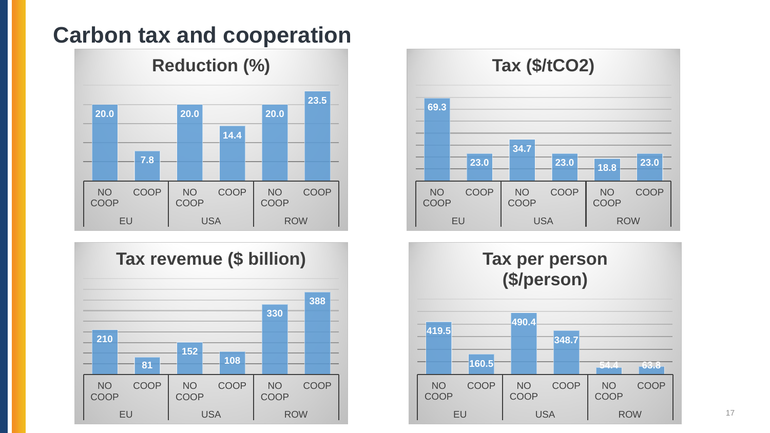# Carbon tax and cooperation

## Reduction (%)

| | EU NO COOP | EU COOP | USA NO COOP | USA COOP | ROW NO COOP | ROW COOP |
|---|---|---|---|---|---|---|
| Reduction (%) | 20.0 | 7.8 | 20.0 | 14.4 | 20.0 | 23.5 |

## Tax ($/tCO2)

| | EU NO COOP | EU COOP | USA NO COOP | USA COOP | ROW NO COOP | ROW COOP |
|---|---|---|---|---|---|---|
| Tax ($/tCO2) | 69.3 | 23.0 | 34.7 | 23.0 | 18.8 | 23.0 |

## Tax revemue ($ billion)

| | EU NO COOP | EU COOP | USA NO COOP | USA COOP | ROW NO COOP | ROW COOP |
|---|---|---|---|---|---|---|
| Tax revemue ($ billion) | 210 | 81 | 152 | 108 | 330 | 388 |

## Tax per person ($/person)

| | EU NO COOP | EU COOP | USA NO COOP | USA COOP | ROW NO COOP | ROW COOP |
|---|---|---|---|---|---|---|
| Tax per person ($/person) | 419.5 | 160.5 | 490.4 | 348.7 | 54.4 | 63.8 |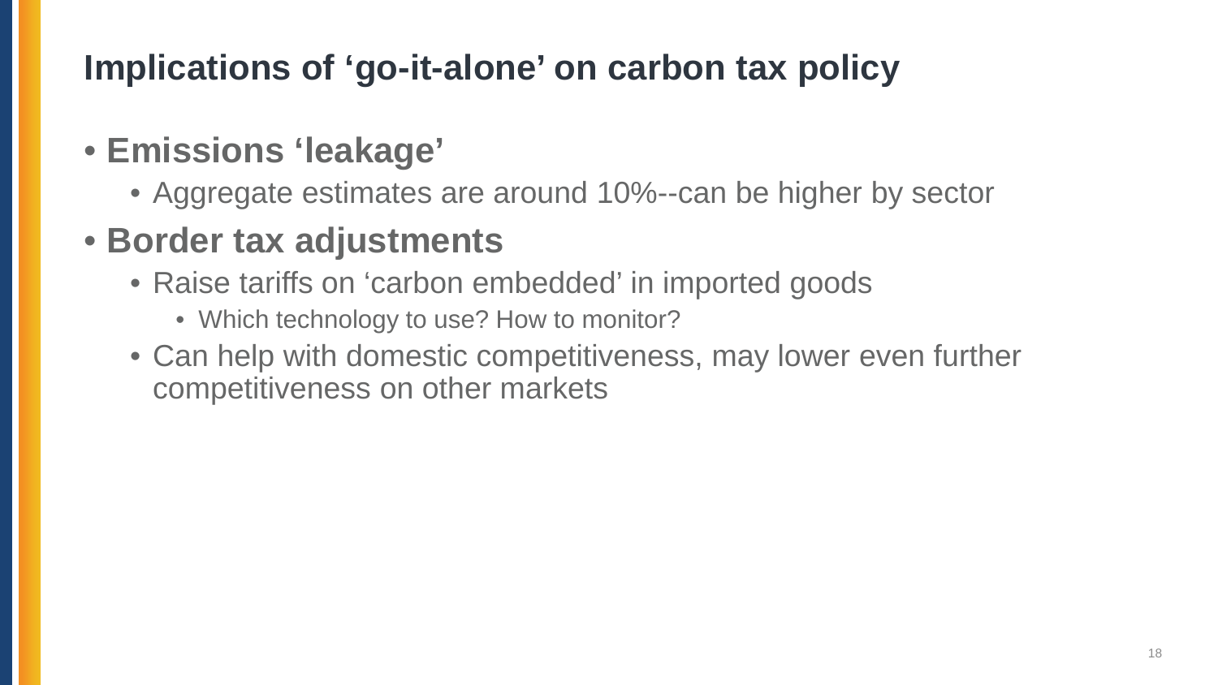# Implications of 'go-it-alone' on carbon tax policy

- **Emissions 'leakage'**
  - Aggregate estimates are around 10%--can be higher by sector
- **Border tax adjustments**
  - Raise tariffs on 'carbon embedded' in imported goods
    - Which technology to use? How to monitor?
  - Can help with domestic competitiveness, may lower even further competitiveness on other markets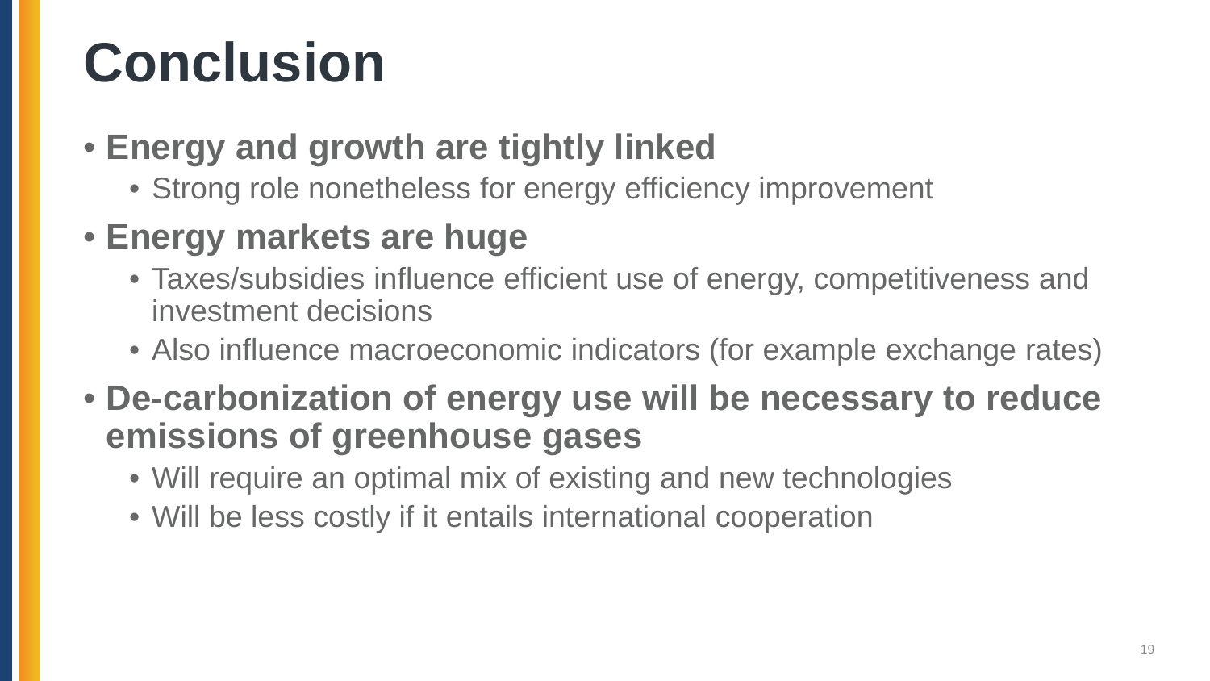# Conclusion

- **Energy and growth are tightly linked**
  - Strong role nonetheless for energy efficiency improvement
- **Energy markets are huge**
  - Taxes/subsidies influence efficient use of energy, competitiveness and investment decisions
  - Also influence macroeconomic indicators (for example exchange rates)
- **De-carbonization of energy use will be necessary to reduce emissions of greenhouse gases**
  - Will require an optimal mix of existing and new technologies
  - Will be less costly if it entails international cooperation